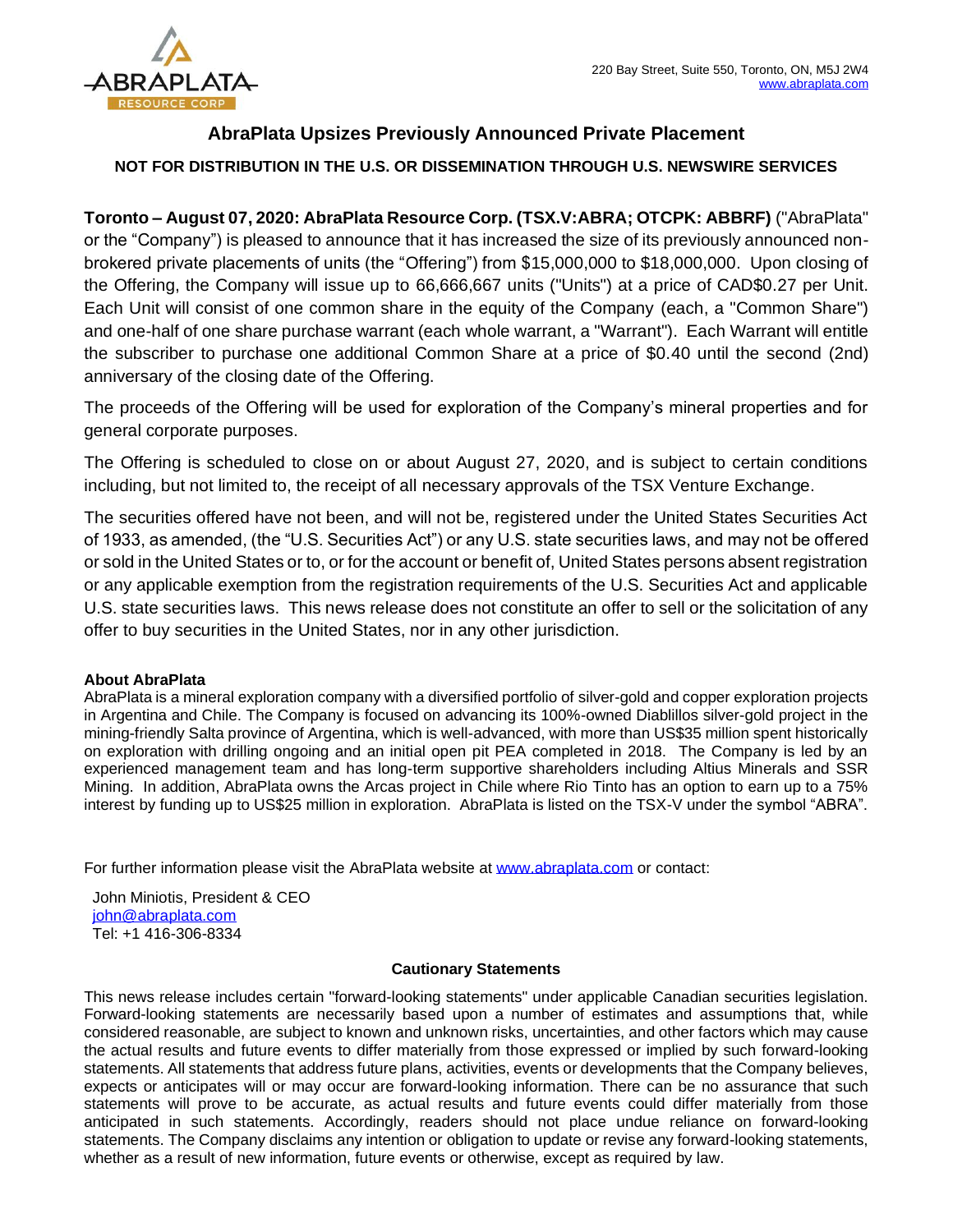220 Bay Street, Suite 550, Toronto, ON, M5J 2W4
www.abraplata.com

# AbraPlata Upsizes Previously Announced Private Placement

**NOT FOR DISTRIBUTION IN THE U.S. OR DISSEMINATION THROUGH U.S. NEWSWIRE SERVICES**

**Toronto – August 07, 2020: AbraPlata Resource Corp. (TSX.V:ABRA; OTCPK: ABBRF)** ("AbraPlata" or the "Company") is pleased to announce that it has increased the size of its previously announced non-brokered private placements of units (the "Offering") from $15,000,000 to $18,000,000. Upon closing of the Offering, the Company will issue up to 66,666,667 units ("Units") at a price of CAD$0.27 per Unit. Each Unit will consist of one common share in the equity of the Company (each, a "Common Share") and one-half of one share purchase warrant (each whole warrant, a "Warrant"). Each Warrant will entitle the subscriber to purchase one additional Common Share at a price of $0.40 until the second (2nd) anniversary of the closing date of the Offering.

The proceeds of the Offering will be used for exploration of the Company's mineral properties and for general corporate purposes.

The Offering is scheduled to close on or about August 27, 2020, and is subject to certain conditions including, but not limited to, the receipt of all necessary approvals of the TSX Venture Exchange.

The securities offered have not been, and will not be, registered under the United States Securities Act of 1933, as amended, (the "U.S. Securities Act") or any U.S. state securities laws, and may not be offered or sold in the United States or to, or for the account or benefit of, United States persons absent registration or any applicable exemption from the registration requirements of the U.S. Securities Act and applicable U.S. state securities laws. This news release does not constitute an offer to sell or the solicitation of any offer to buy securities in the United States, nor in any other jurisdiction.

**About AbraPlata**

AbraPlata is a mineral exploration company with a diversified portfolio of silver-gold and copper exploration projects in Argentina and Chile. The Company is focused on advancing its 100%-owned Diablillos silver-gold project in the mining-friendly Salta province of Argentina, which is well-advanced, with more than US$35 million spent historically on exploration with drilling ongoing and an initial open pit PEA completed in 2018. The Company is led by an experienced management team and has long-term supportive shareholders including Altius Minerals and SSR Mining. In addition, AbraPlata owns the Arcas project in Chile where Rio Tinto has an option to earn up to a 75% interest by funding up to US$25 million in exploration. AbraPlata is listed on the TSX-V under the symbol "ABRA".

For further information please visit the AbraPlata website at www.abraplata.com or contact:

John Miniotis, President & CEO
john@abraplata.com
Tel: +1 416-306-8334

**Cautionary Statements**

This news release includes certain "forward-looking statements" under applicable Canadian securities legislation. Forward-looking statements are necessarily based upon a number of estimates and assumptions that, while considered reasonable, are subject to known and unknown risks, uncertainties, and other factors which may cause the actual results and future events to differ materially from those expressed or implied by such forward-looking statements. All statements that address future plans, activities, events or developments that the Company believes, expects or anticipates will or may occur are forward-looking information. There can be no assurance that such statements will prove to be accurate, as actual results and future events could differ materially from those anticipated in such statements. Accordingly, readers should not place undue reliance on forward-looking statements. The Company disclaims any intention or obligation to update or revise any forward-looking statements, whether as a result of new information, future events or otherwise, except as required by law.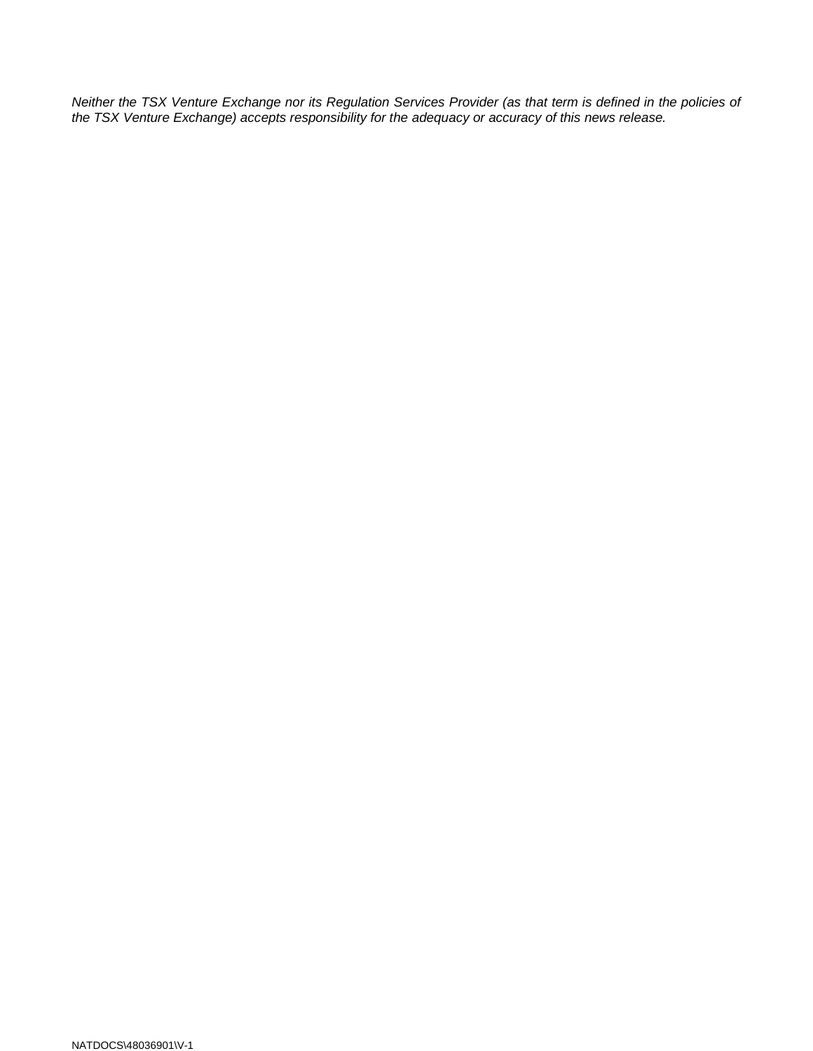*Neither the TSX Venture Exchange nor its Regulation Services Provider (as that term is defined in the policies of the TSX Venture Exchange) accepts responsibility for the adequacy or accuracy of this news release.*